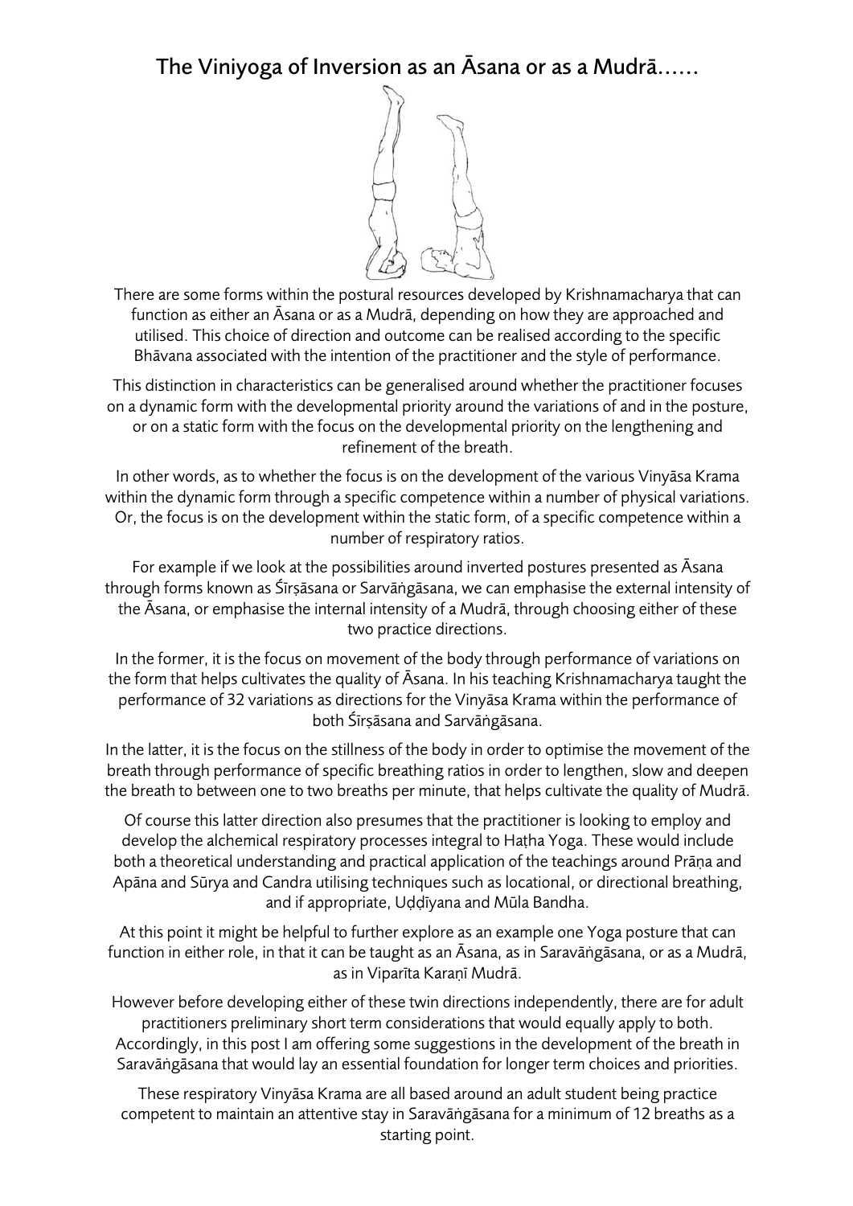# The Viniyoga of Inversion as an Āsana or as a Mudrā……

There are some forms within the postural resources developed by Krishnamacharya that can function as either an Āsana or as a Mudrā, depending on how they are approached and utilised. This choice of direction and outcome can be realised according to the specific Bhāvana associated with the intention of the practitioner and the style of performance.

This distinction in characteristics can be generalised around whether the practitioner focuses on a dynamic form with the developmental priority around the variations of and in the posture, or on a static form with the focus on the developmental priority on the lengthening and refinement of the breath.

In other words, as to whether the focus is on the development of the various Vinyāsa Krama within the dynamic form through a specific competence within a number of physical variations. Or, the focus is on the development within the static form, of a specific competence within a number of respiratory ratios.

For example if we look at the possibilities around inverted postures presented as Āsana through forms known as Śīrṣāsana or Sarvāṅgāsana, we can emphasise the external intensity of the Āsana, or emphasise the internal intensity of a Mudrā, through choosing either of these two practice directions.

In the former, it is the focus on movement of the body through performance of variations on the form that helps cultivates the quality of Āsana. In his teaching Krishnamacharya taught the performance of 32 variations as directions for the Vinyāsa Krama within the performance of both Śīrṣāsana and Sarvāṅgāsana.

In the latter, it is the focus on the stillness of the body in order to optimise the movement of the breath through performance of specific breathing ratios in order to lengthen, slow and deepen the breath to between one to two breaths per minute, that helps cultivate the quality of Mudrā.

Of course this latter direction also presumes that the practitioner is looking to employ and develop the alchemical respiratory processes integral to Haṭha Yoga. These would include both a theoretical understanding and practical application of the teachings around Prāṇa and Apāna and Sūrya and Candra utilising techniques such as locational, or directional breathing, and if appropriate, Uḍḍīyana and Mūla Bandha.

At this point it might be helpful to further explore as an example one Yoga posture that can function in either role, in that it can be taught as an Āsana, as in Saravāṅgāsana, or as a Mudrā, as in Viparīta Karaṇī Mudrā.

However before developing either of these twin directions independently, there are for adult practitioners preliminary short term considerations that would equally apply to both. Accordingly, in this post I am offering some suggestions in the development of the breath in Saravāṅgāsana that would lay an essential foundation for longer term choices and priorities.

These respiratory Vinyāsa Krama are all based around an adult student being practice competent to maintain an attentive stay in Saravāṅgāsana for a minimum of 12 breaths as a starting point.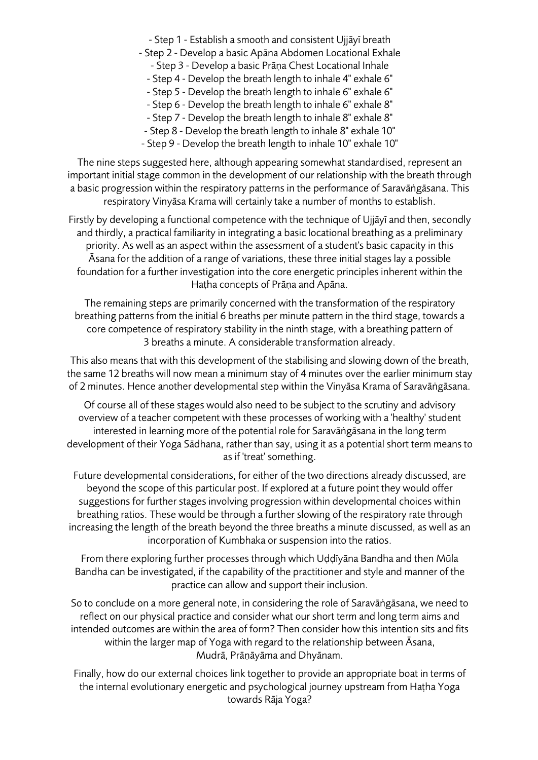- Step 1 - Establish a smooth and consistent Ujjāyī breath
- Step 2 - Develop a basic Apāna Abdomen Locational Exhale
- Step 3 - Develop a basic Prāṇa Chest Locational Inhale
- Step 4 - Develop the breath length to inhale 4" exhale 6"
- Step 5 - Develop the breath length to inhale 6" exhale 6"
- Step 6 - Develop the breath length to inhale 6" exhale 8"
- Step 7 - Develop the breath length to inhale 8" exhale 8"
- Step 8 - Develop the breath length to inhale 8" exhale 10"
- Step 9 - Develop the breath length to inhale 10" exhale 10"

The nine steps suggested here, although appearing somewhat standardised, represent an important initial stage common in the development of our relationship with the breath through a basic progression within the respiratory patterns in the performance of Saravāṅgāsana. This respiratory Vinyāsa Krama will certainly take a number of months to establish.

Firstly by developing a functional competence with the technique of Ujjāyī and then, secondly and thirdly, a practical familiarity in integrating a basic locational breathing as a preliminary priority. As well as an aspect within the assessment of a student's basic capacity in this Āsana for the addition of a range of variations, these three initial stages lay a possible foundation for a further investigation into the core energetic principles inherent within the Haṭha concepts of Prāṇa and Apāna.

The remaining steps are primarily concerned with the transformation of the respiratory breathing patterns from the initial 6 breaths per minute pattern in the third stage, towards a core competence of respiratory stability in the ninth stage, with a breathing pattern of 3 breaths a minute. A considerable transformation already.

This also means that with this development of the stabilising and slowing down of the breath, the same 12 breaths will now mean a minimum stay of 4 minutes over the earlier minimum stay of 2 minutes. Hence another developmental step within the Vinyāsa Krama of Saravāṅgāsana.

Of course all of these stages would also need to be subject to the scrutiny and advisory overview of a teacher competent with these processes of working with a 'healthy' student interested in learning more of the potential role for Saravāṅgāsana in the long term development of their Yoga Sādhana, rather than say, using it as a potential short term means to as if 'treat' something.

Future developmental considerations, for either of the two directions already discussed, are beyond the scope of this particular post. If explored at a future point they would offer suggestions for further stages involving progression within developmental choices within breathing ratios. These would be through a further slowing of the respiratory rate through increasing the length of the breath beyond the three breaths a minute discussed, as well as an incorporation of Kumbhaka or suspension into the ratios.

From there exploring further processes through which Uḍḍīyāna Bandha and then Mūla Bandha can be investigated, if the capability of the practitioner and style and manner of the practice can allow and support their inclusion.

So to conclude on a more general note, in considering the role of Saravāṅgāsana, we need to reflect on our physical practice and consider what our short term and long term aims and intended outcomes are within the area of form? Then consider how this intention sits and fits within the larger map of Yoga with regard to the relationship between Āsana, Mudrā, Prāṇāyāma and Dhyānam.

Finally, how do our external choices link together to provide an appropriate boat in terms of the internal evolutionary energetic and psychological journey upstream from Haṭha Yoga towards Rāja Yoga?